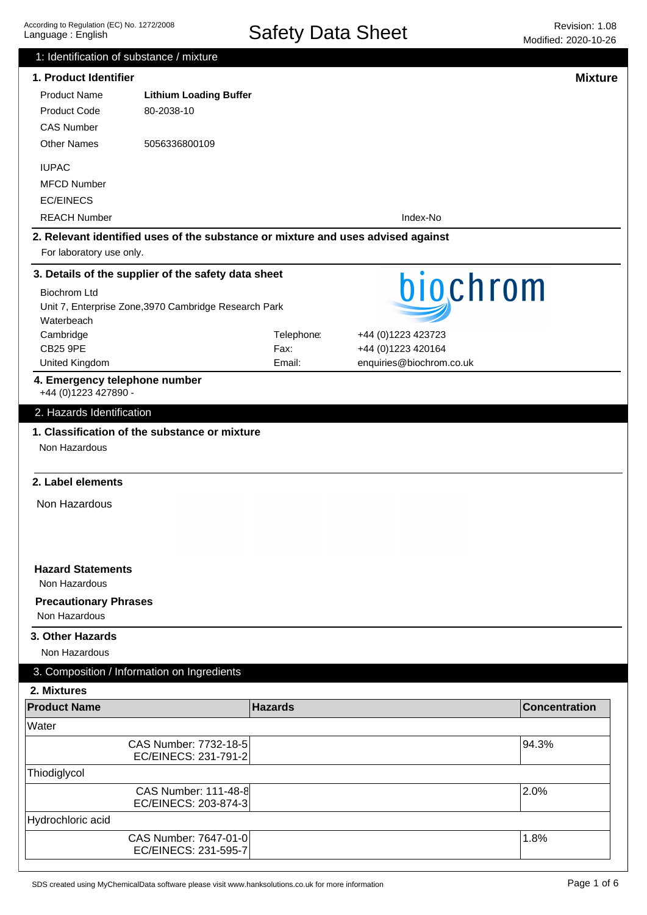# Safety Data Sheet

According to Regulation (EC) No. 1272/2008
Language : English

Revision: 1.08
Modified: 2020-10-26

## 1: Identification of substance / mixture

### 1. Product Identifier

**Mixture**

| | |
|---|---|
| Product Name | **Lithium Loading Buffer** |
| Product Code | 80-2038-10 |
| CAS Number | |
| Other Names | 5056336800109 |
| IUPAC | |
| MFCD Number | |
| EC/EINECS | |
| REACH Number | Index-No |

### 2. Relevant identified uses of the substance or mixture and uses advised against

For laboratory use only.

### 3. Details of the supplier of the safety data sheet

biochrom

Biochrom Ltd
Unit 7, Enterprise Zone,3970 Cambridge Research Park
Waterbeach
Cambridge
CB25 9PE
United Kingdom

Telephone: +44 (0)1223 423723
Fax: +44 (0)1223 420164
Email: enquiries@biochrom.co.uk

### 4. Emergency telephone number

+44 (0)1223 427890 -

## 2. Hazards Identification

### 1. Classification of the substance or mixture

Non Hazardous

### 2. Label elements

Non Hazardous

**Hazard Statements**

Non Hazardous

**Precautionary Phrases**

Non Hazardous

### 3. Other Hazards

Non Hazardous

## 3. Composition / Information on Ingredients

### 2. Mixtures

| Product Name | Hazards | Concentration |
|---|---|---|
| Water | | |
| CAS Number: 7732-18-5<br>EC/EINECS: 231-791-2 | | 94.3% |
| Thiodiglycol | | |
| CAS Number: 111-48-8<br>EC/EINECS: 203-874-3 | | 2.0% |
| Hydrochloric acid | | |
| CAS Number: 7647-01-0<br>EC/EINECS: 231-595-7 | | 1.8% |

SDS created using MyChemicalData software please visit www.hanksolutions.co.uk for more information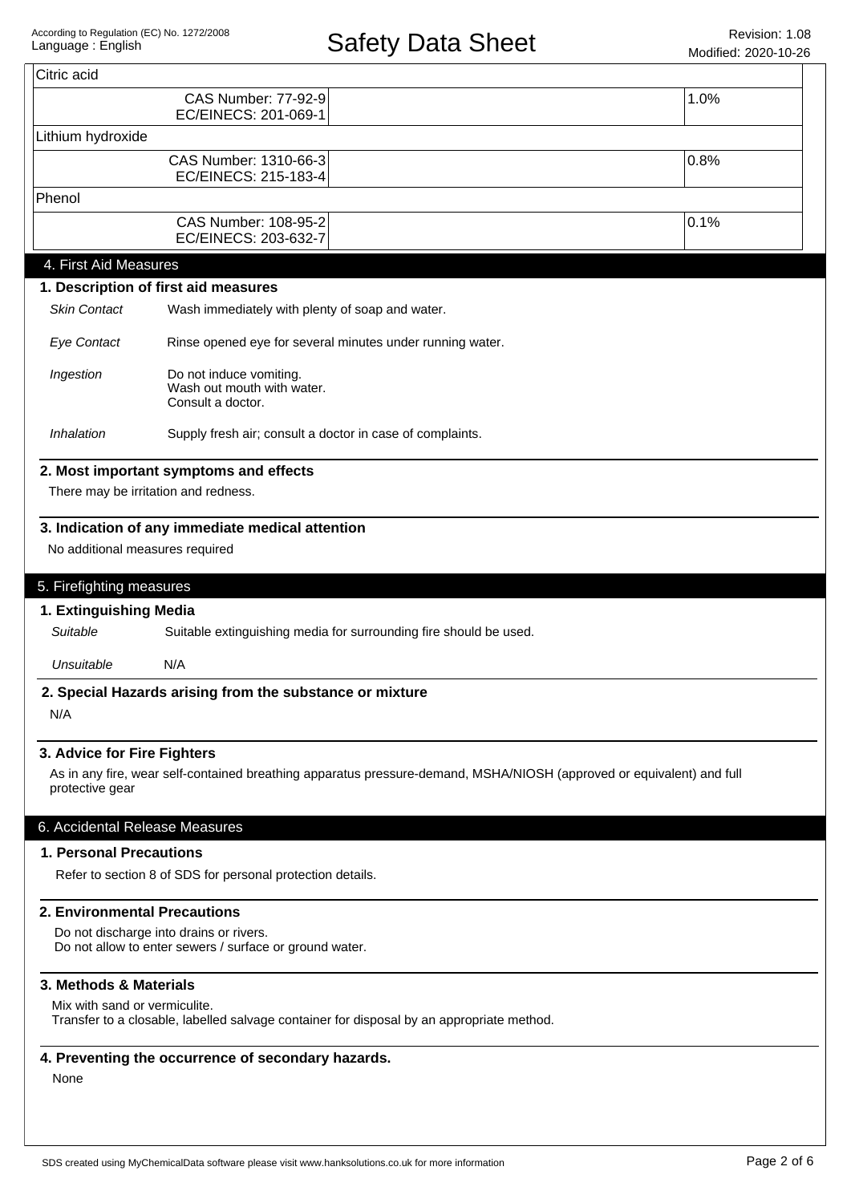| Citric acid | | |
|---|---|---|
| CAS Number: 77-92-9<br>EC/EINECS: 201-069-1 | | 1.0% |
| **Lithium hydroxide** | | |
| CAS Number: 1310-66-3<br>EC/EINECS: 215-183-4 | | 0.8% |
| **Phenol** | | |
| CAS Number: 108-95-2<br>EC/EINECS: 203-632-7 | | 0.1% |

## 4. First Aid Measures

### 1. Description of first aid measures

| | |
|---|---|
| *Skin Contact* | Wash immediately with plenty of soap and water. |
| *Eye Contact* | Rinse opened eye for several minutes under running water. |
| *Ingestion* | Do not induce vomiting.<br>Wash out mouth with water.<br>Consult a doctor. |
| *Inhalation* | Supply fresh air; consult a doctor in case of complaints. |

### 2. Most important symptoms and effects

There may be irritation and redness.

### 3. Indication of any immediate medical attention

No additional measures required

## 5. Firefighting measures

### 1. Extinguishing Media

| | |
|---|---|
| *Suitable* | Suitable extinguishing media for surrounding fire should be used. |
| *Unsuitable* | N/A |

### 2. Special Hazards arising from the substance or mixture

N/A

### 3. Advice for Fire Fighters

As in any fire, wear self-contained breathing apparatus pressure-demand, MSHA/NIOSH (approved or equivalent) and full protective gear

## 6. Accidental Release Measures

### 1. Personal Precautions

Refer to section 8 of SDS for personal protection details.

### 2. Environmental Precautions

Do not discharge into drains or rivers.
Do not allow to enter sewers / surface or ground water.

### 3. Methods & Materials

Mix with sand or vermiculite.
Transfer to a closable, labelled salvage container for disposal by an appropriate method.

### 4. Preventing the occurrence of secondary hazards.

None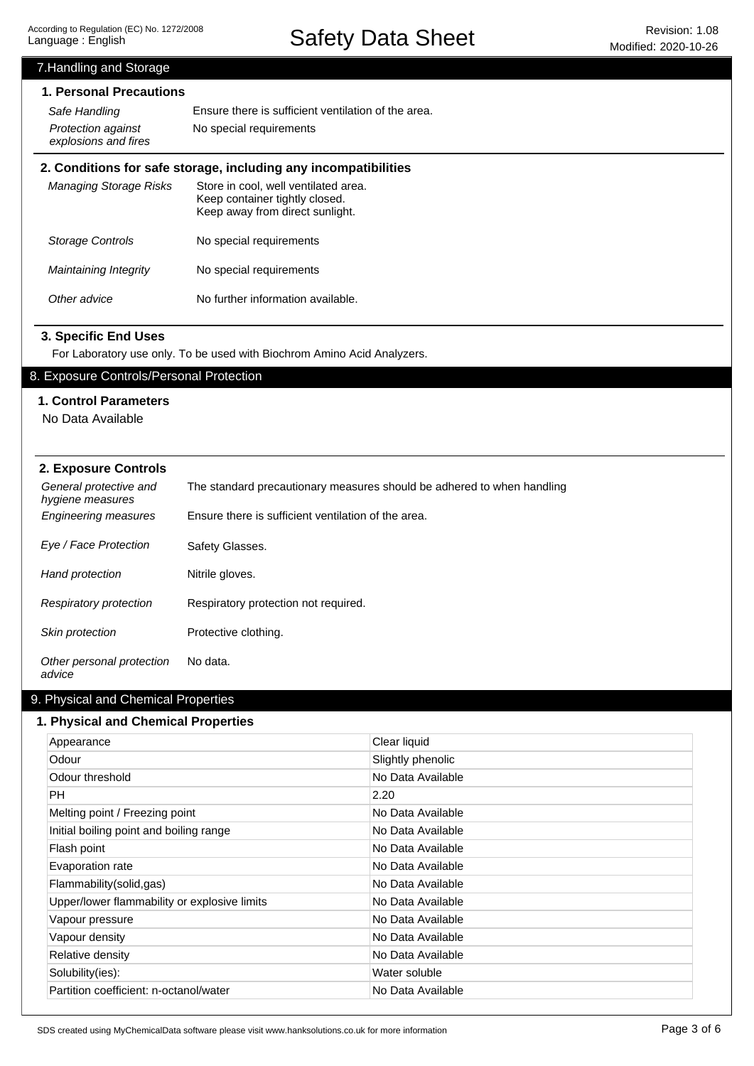## 7.Handling and Storage

### 1. Personal Precautions

| | |
|---|---|
| *Safe Handling* | Ensure there is sufficient ventilation of the area. |
| *Protection against explosions and fires* | No special requirements |

### 2. Conditions for safe storage, including any incompatibilities

| | |
|---|---|
| *Managing Storage Risks* | Store in cool, well ventilated area.<br>Keep container tightly closed.<br>Keep away from direct sunlight. |
| *Storage Controls* | No special requirements |
| *Maintaining Integrity* | No special requirements |
| *Other advice* | No further information available. |

### 3. Specific End Uses

For Laboratory use only. To be used with Biochrom Amino Acid Analyzers.

## 8. Exposure Controls/Personal Protection

### 1. Control Parameters

No Data Available

### 2. Exposure Controls

| | |
|---|---|
| *General protective and hygiene measures* | The standard precautionary measures should be adhered to when handling |
| *Engineering measures* | Ensure there is sufficient ventilation of the area. |
| *Eye / Face Protection* | Safety Glasses. |
| *Hand protection* | Nitrile gloves. |
| *Respiratory protection* | Respiratory protection not required. |
| *Skin protection* | Protective clothing. |
| *Other personal protection advice* | No data. |

## 9. Physical and Chemical Properties

### 1. Physical and Chemical Properties

| | |
|---|---|
| Appearance | Clear liquid |
| Odour | Slightly phenolic |
| Odour threshold | No Data Available |
| PH | 2.20 |
| Melting point / Freezing point | No Data Available |
| Initial boiling point and boiling range | No Data Available |
| Flash point | No Data Available |
| Evaporation rate | No Data Available |
| Flammability(solid,gas) | No Data Available |
| Upper/lower flammability or explosive limits | No Data Available |
| Vapour pressure | No Data Available |
| Vapour density | No Data Available |
| Relative density | No Data Available |
| Solubility(ies): | Water soluble |
| Partition coefficient: n-octanol/water | No Data Available |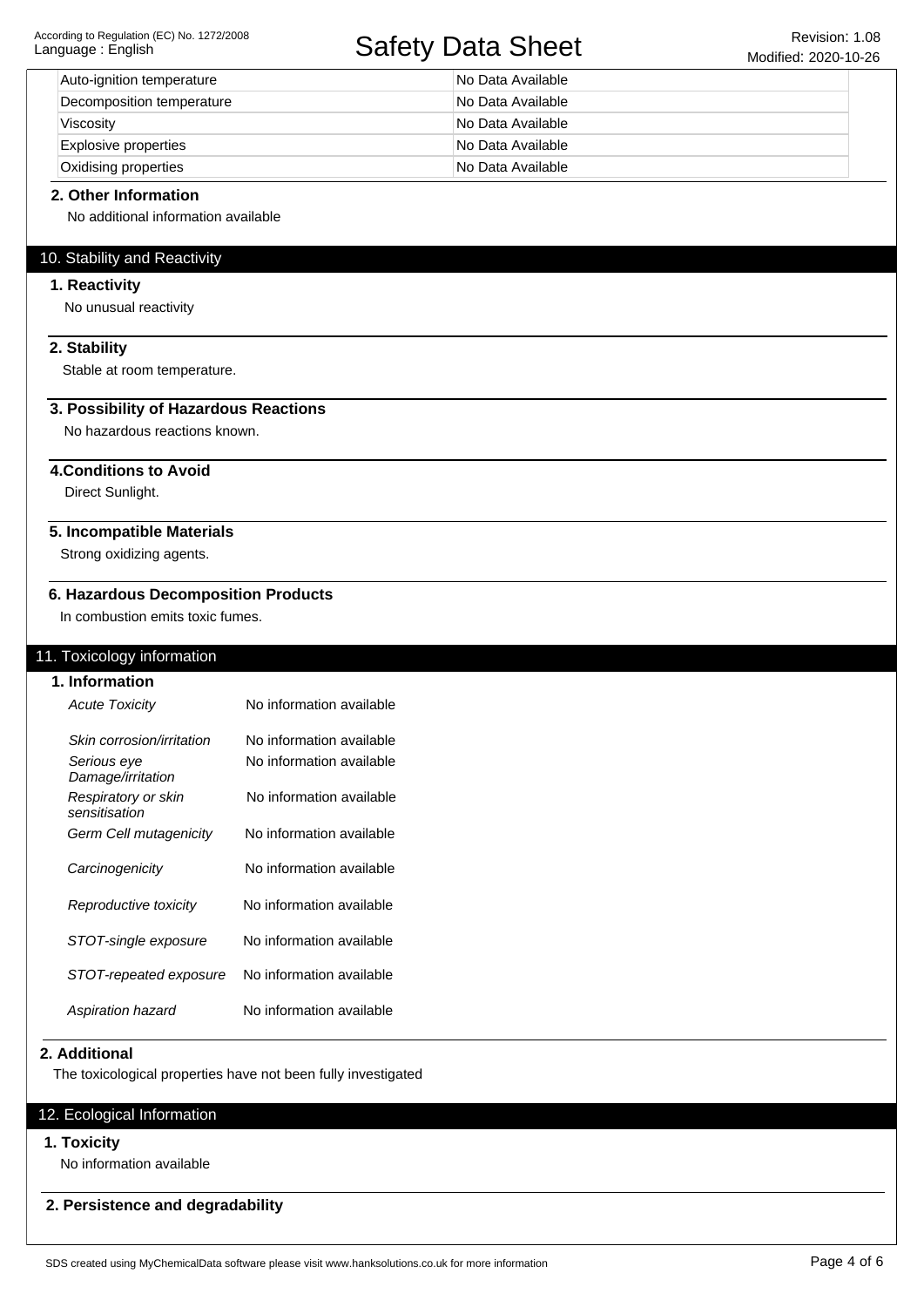| | |
|---|---|
| Auto-ignition temperature | No Data Available |
| Decomposition temperature | No Data Available |
| Viscosity | No Data Available |
| Explosive properties | No Data Available |
| Oxidising properties | No Data Available |

### 2. Other Information

No additional information available

## 10. Stability and Reactivity

### 1. Reactivity

No unusual reactivity

### 2. Stability

Stable at room temperature.

### 3. Possibility of Hazardous Reactions

No hazardous reactions known.

### 4.Conditions to Avoid

Direct Sunlight.

### 5. Incompatible Materials

Strong oxidizing agents.

### 6. Hazardous Decomposition Products

In combustion emits toxic fumes.

## 11. Toxicology information

### 1. Information

| | |
|---|---|
| *Acute Toxicity* | No information available |
| *Skin corrosion/irritation* | No information available |
| *Serious eye Damage/irritation* | No information available |
| *Respiratory or skin sensitisation* | No information available |
| *Germ Cell mutagenicity* | No information available |
| *Carcinogenicity* | No information available |
| *Reproductive toxicity* | No information available |
| *STOT-single exposure* | No information available |
| *STOT-repeated exposure* | No information available |
| *Aspiration hazard* | No information available |

### 2. Additional

The toxicological properties have not been fully investigated

## 12. Ecological Information

### 1. Toxicity

No information available

### 2. Persistence and degradability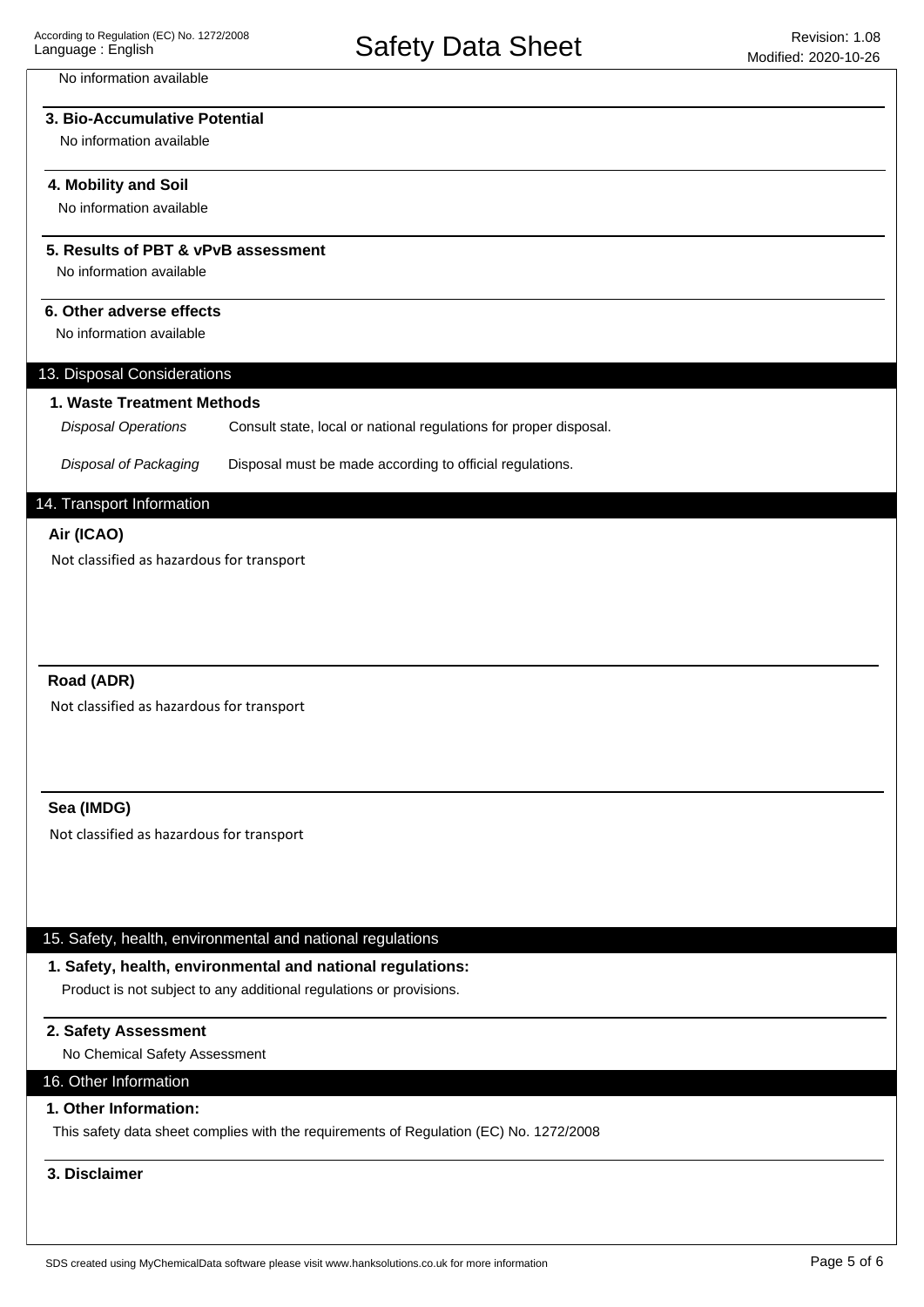No information available

### 3. Bio-Accumulative Potential

No information available

### 4. Mobility and Soil

No information available

### 5. Results of PBT & vPvB assessment

No information available

### 6. Other adverse effects

No information available

## 13. Disposal Considerations

### 1. Waste Treatment Methods

| | |
|---|---|
| *Disposal Operations* | Consult state, local or national regulations for proper disposal. |
| *Disposal of Packaging* | Disposal must be made according to official regulations. |

## 14. Transport Information

### Air (ICAO)

Not classified as hazardous for transport

### Road (ADR)

Not classified as hazardous for transport

### Sea (IMDG)

Not classified as hazardous for transport

## 15. Safety, health, environmental and national regulations

### 1. Safety, health, environmental and national regulations:

Product is not subject to any additional regulations or provisions.

### 2. Safety Assessment

No Chemical Safety Assessment

## 16. Other Information

### 1. Other Information:

This safety data sheet complies with the requirements of Regulation (EC) No. 1272/2008

### 3. Disclaimer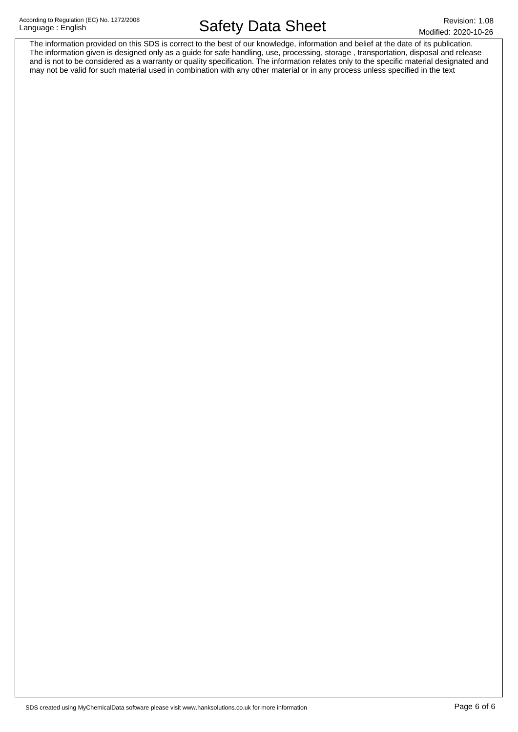The information provided on this SDS is correct to the best of our knowledge, information and belief at the date of its publication. The information given is designed only as a guide for safe handling, use, processing, storage , transportation, disposal and release and is not to be considered as a warranty or quality specification. The information relates only to the specific material designated and may not be valid for such material used in combination with any other material or in any process unless specified in the text